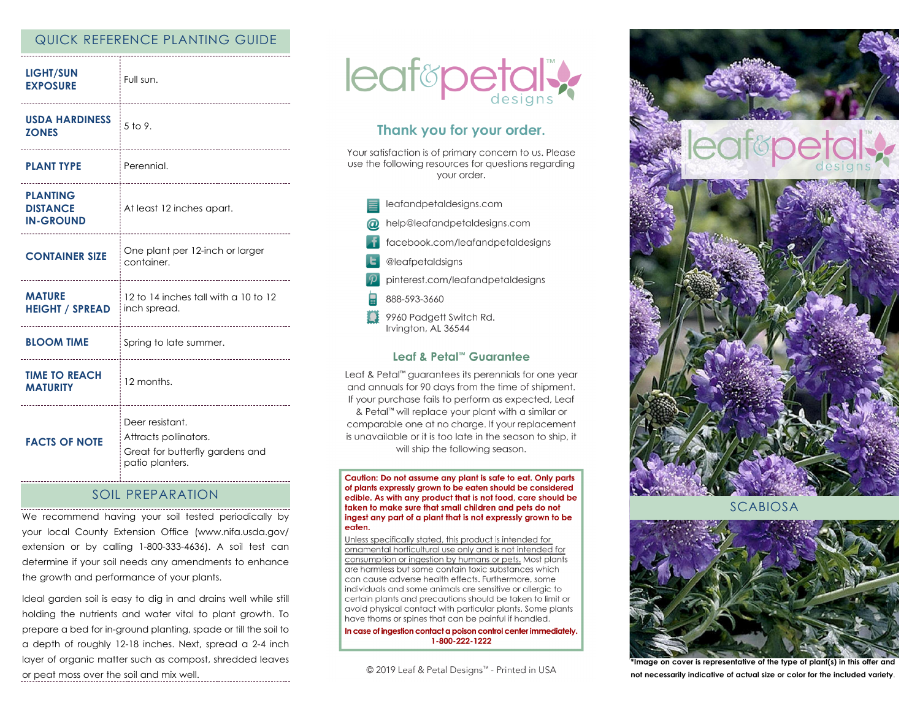## QUICK REFERENCE PLANTING GUIDE

| | |
|---|---|
| **LIGHT/SUN EXPOSURE** | Full sun. |
| **USDA HARDINESS ZONES** | 5 to 9. |
| **PLANT TYPE** | Perennial. |
| **PLANTING DISTANCE IN-GROUND** | At least 12 inches apart. |
| **CONTAINER SIZE** | One plant per 12-inch or larger container. |
| **MATURE HEIGHT / SPREAD** | 12 to 14 inches tall with a 10 to 12 inch spread. |
| **BLOOM TIME** | Spring to late summer. |
| **TIME TO REACH MATURITY** | 12 months. |
| **FACTS OF NOTE** | Deer resistant.<br>Attracts pollinators.<br>Great for butterfly gardens and patio planters. |

## SOIL PREPARATION

We recommend having your soil tested periodically by your local County Extension Office (www.nifa.usda.gov/extension or by calling 1-800-333-4636). A soil test can determine if your soil needs any amendments to enhance the growth and performance of your plants.

Ideal garden soil is easy to dig in and drains well while still holding the nutrients and water vital to plant growth. To prepare a bed for in-ground planting, spade or till the soil to a depth of roughly 12-18 inches. Next, spread a 2-4 inch layer of organic matter such as compost, shredded leaves or peat moss over the soil and mix well.

leaf&petal™ designs

## Thank you for your order.

Your satisfaction is of primary concern to us. Please use the following resources for questions regarding your order.

- leafandpetaldesigns.com
- help@leafandpetaldesigns.com
- facebook.com/leafandpetaldesigns
- @leafpetaldsigns
- pinterest.com/leafandpetaldesigns
- 888-593-3660
- 9960 Padgett Switch Rd.
  Irvington, AL 36544

### Leaf & Petal™ Guarantee

Leaf & Petal™ guarantees its perennials for one year and annuals for 90 days from the time of shipment. If your purchase fails to perform as expected, Leaf & Petal™ will replace your plant with a similar or comparable one at no charge. If your replacement is unavailable or it is too late in the season to ship, it will ship the following season.

**Caution: Do not assume any plant is safe to eat. Only parts of plants expressly grown to be eaten should be considered edible. As with any product that is not food, care should be taken to make sure that small children and pets do not ingest any part of a plant that is not expressly grown to be eaten.**

Unless specifically stated, this product is intended for ornamental horticultural use only and is not intended for consumption or ingestion by humans or pets. Most plants are harmless but some contain toxic substances which can cause adverse health effects. Furthermore, some individuals and some animals are sensitive or allergic to certain plants and precautions should be taken to limit or avoid physical contact with particular plants. Some plants have thorns or spines that can be painful if handled.

**In case of ingestion contact a poison control center immediately. 1-800-222-1222**

© 2019 Leaf & Petal Designs™ - Printed in USA

leaf&petal™ designs

SCABIOSA

*Image on cover is representative of the type of plant(s) in this offer and not necessarily indicative of actual size or color for the included variety.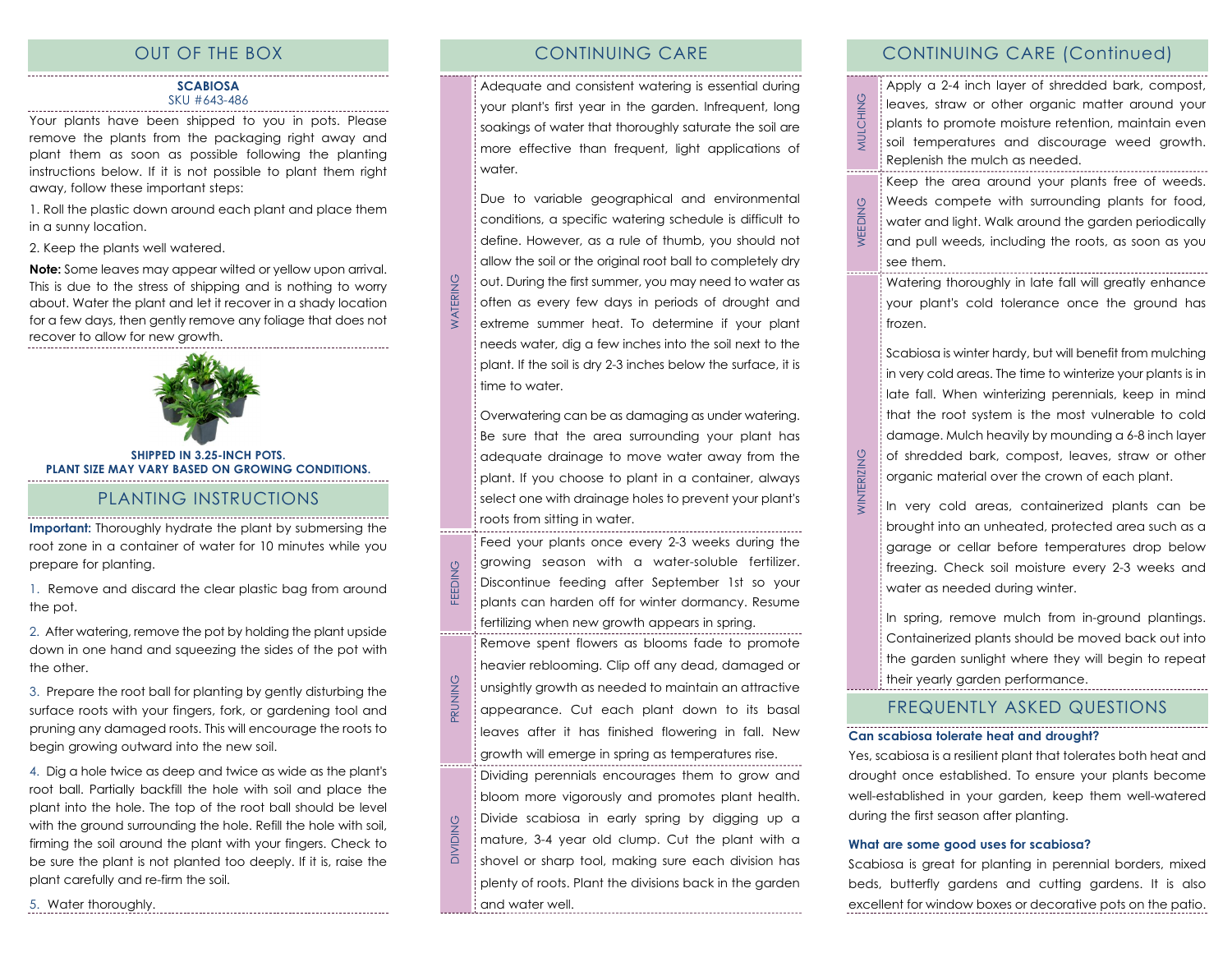## OUT OF THE BOX

**SCABIOSA**
SKU #643-486

Your plants have been shipped to you in pots. Please remove the plants from the packaging right away and plant them as soon as possible following the planting instructions below. If it is not possible to plant them right away, follow these important steps:

1. Roll the plastic down around each plant and place them in a sunny location.

2. Keep the plants well watered.

**Note:** Some leaves may appear wilted or yellow upon arrival. This is due to the stress of shipping and is nothing to worry about. Water the plant and let it recover in a shady location for a few days, then gently remove any foliage that does not recover to allow for new growth.

**SHIPPED IN 3.25-INCH POTS.**
**PLANT SIZE MAY VARY BASED ON GROWING CONDITIONS.**

## PLANTING INSTRUCTIONS

**Important:** Thoroughly hydrate the plant by submersing the root zone in a container of water for 10 minutes while you prepare for planting.

1. Remove and discard the clear plastic bag from around the pot.

2. After watering, remove the pot by holding the plant upside down in one hand and squeezing the sides of the pot with the other.

3. Prepare the root ball for planting by gently disturbing the surface roots with your fingers, fork, or gardening tool and pruning any damaged roots. This will encourage the roots to begin growing outward into the new soil.

4. Dig a hole twice as deep and twice as wide as the plant's root ball. Partially backfill the hole with soil and place the plant into the hole. The top of the root ball should be level with the ground surrounding the hole. Refill the hole with soil, firming the soil around the plant with your fingers. Check to be sure the plant is not planted too deeply. If it is, raise the plant carefully and re-firm the soil.

5. Water thoroughly.

## CONTINUING CARE

### WATERING

Adequate and consistent watering is essential during your plant's first year in the garden. Infrequent, long soakings of water that thoroughly saturate the soil are more effective than frequent, light applications of water.

Due to variable geographical and environmental conditions, a specific watering schedule is difficult to define. However, as a rule of thumb, you should not allow the soil or the original root ball to completely dry out. During the first summer, you may need to water as often as every few days in periods of drought and extreme summer heat. To determine if your plant needs water, dig a few inches into the soil next to the plant. If the soil is dry 2-3 inches below the surface, it is time to water.

Overwatering can be as damaging as under watering. Be sure that the area surrounding your plant has adequate drainage to move water away from the plant. If you choose to plant in a container, always select one with drainage holes to prevent your plant's roots from sitting in water.

### FEEDING

Feed your plants once every 2-3 weeks during the growing season with a water-soluble fertilizer. Discontinue feeding after September 1st so your plants can harden off for winter dormancy. Resume fertilizing when new growth appears in spring.

### PRUNING

Remove spent flowers as blooms fade to promote heavier reblooming. Clip off any dead, damaged or unsightly growth as needed to maintain an attractive appearance. Cut each plant down to its basal leaves after it has finished flowering in fall. New growth will emerge in spring as temperatures rise.

### DIVIDING

Dividing perennials encourages them to grow and bloom more vigorously and promotes plant health. Divide scabiosa in early spring by digging up a mature, 3-4 year old clump. Cut the plant with a shovel or sharp tool, making sure each division has plenty of roots. Plant the divisions back in the garden and water well.

## CONTINUING CARE (Continued)

### MULCHING

Apply a 2-4 inch layer of shredded bark, compost, leaves, straw or other organic matter around your plants to promote moisture retention, maintain even soil temperatures and discourage weed growth. Replenish the mulch as needed.

### WEEDING

Keep the area around your plants free of weeds. Weeds compete with surrounding plants for food, water and light. Walk around the garden periodically and pull weeds, including the roots, as soon as you see them.

### WINTERIZING

Watering thoroughly in late fall will greatly enhance your plant's cold tolerance once the ground has frozen.

Scabiosa is winter hardy, but will benefit from mulching in very cold areas. The time to winterize your plants is in late fall. When winterizing perennials, keep in mind that the root system is the most vulnerable to cold damage. Mulch heavily by mounding a 6-8 inch layer of shredded bark, compost, leaves, straw or other organic material over the crown of each plant.

In very cold areas, containerized plants can be brought into an unheated, protected area such as a garage or cellar before temperatures drop below freezing. Check soil moisture every 2-3 weeks and water as needed during winter.

In spring, remove mulch from in-ground plantings. Containerized plants should be moved back out into the garden sunlight where they will begin to repeat their yearly garden performance.

## FREQUENTLY ASKED QUESTIONS

**Can scabiosa tolerate heat and drought?**

Yes, scabiosa is a resilient plant that tolerates both heat and drought once established. To ensure your plants become well-established in your garden, keep them well-watered during the first season after planting.

**What are some good uses for scabiosa?**

Scabiosa is great for planting in perennial borders, mixed beds, butterfly gardens and cutting gardens. It is also excellent for window boxes or decorative pots on the patio.